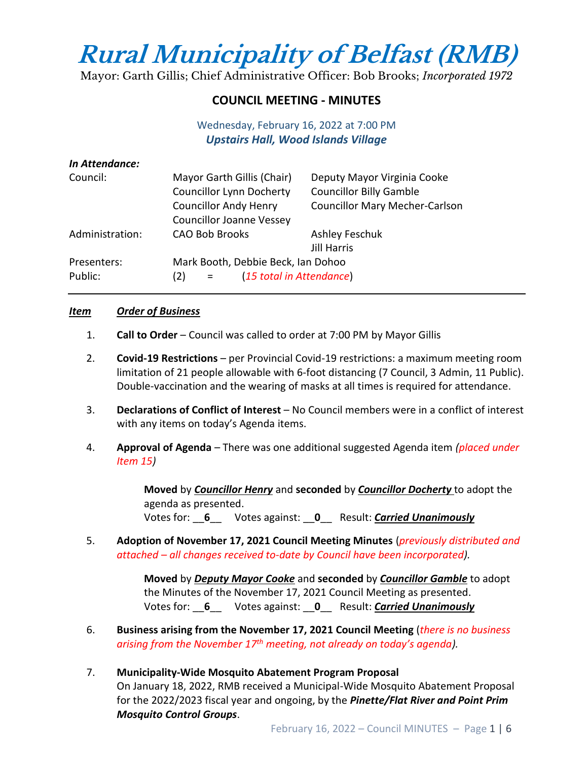# *Rural Municipality of Belfast (RMB)*

Mayor: Garth Gillis; Chief Administrative Officer: Bob Brooks; *Incorporated 1972*

## COUNCIL MEETING - MINUTES

Wednesday, February 16, 2022 at 7:00 PM
***Upstairs Hall, Wood Islands Village***

***In Attendance:***

| | | |
|---|---|---|
| Council: | Mayor Garth Gillis (Chair) | Deputy Mayor Virginia Cooke |
| | Councillor Lynn Docherty | Councillor Billy Gamble |
| | Councillor Andy Henry | Councillor Mary Mecher-Carlson |
| | Councillor Joanne Vessey | |
| Administration: | CAO Bob Brooks | Ashley Feschuk |
| | | Jill Harris |
| Presenters: | Mark Booth, Debbie Beck, Ian Dohoo | |
| Public: | (2) = (*15 total in Attendance*) | |

---

***Item*** ***Order of Business***

1. **Call to Order** – Council was called to order at 7:00 PM by Mayor Gillis

2. **Covid-19 Restrictions** – per Provincial Covid-19 restrictions: a maximum meeting room limitation of 21 people allowable with 6-foot distancing (7 Council, 3 Admin, 11 Public). Double-vaccination and the wearing of masks at all times is required for attendance.

3. **Declarations of Conflict of Interest** – No Council members were in a conflict of interest with any items on today's Agenda items.

4. **Approval of Agenda** – There was one additional suggested Agenda item *(placed under Item 15)*

   **Moved** by ***Councillor Henry*** and **seconded** by ***Councillor Docherty*** to adopt the agenda as presented.
   Votes for: __**6**__ Votes against: __**0**__ Result: ***Carried Unanimously***

5. **Adoption of November 17, 2021 Council Meeting Minutes** (*previously distributed and attached – all changes received to-date by Council have been incorporated).*

   **Moved** by ***Deputy Mayor Cooke*** and **seconded** by ***Councillor Gamble*** to adopt the Minutes of the November 17, 2021 Council Meeting as presented.
   Votes for: __**6**__ Votes against: __**0**__ Result: ***Carried Unanimously***

6. **Business arising from the November 17, 2021 Council Meeting** (*there is no business arising from the November 17th meeting, not already on today's agenda).*

7. **Municipality-Wide Mosquito Abatement Program Proposal**
   On January 18, 2022, RMB received a Municipal-Wide Mosquito Abatement Proposal for the 2022/2023 fiscal year and ongoing, by the ***Pinette/Flat River and Point Prim Mosquito Control Groups***.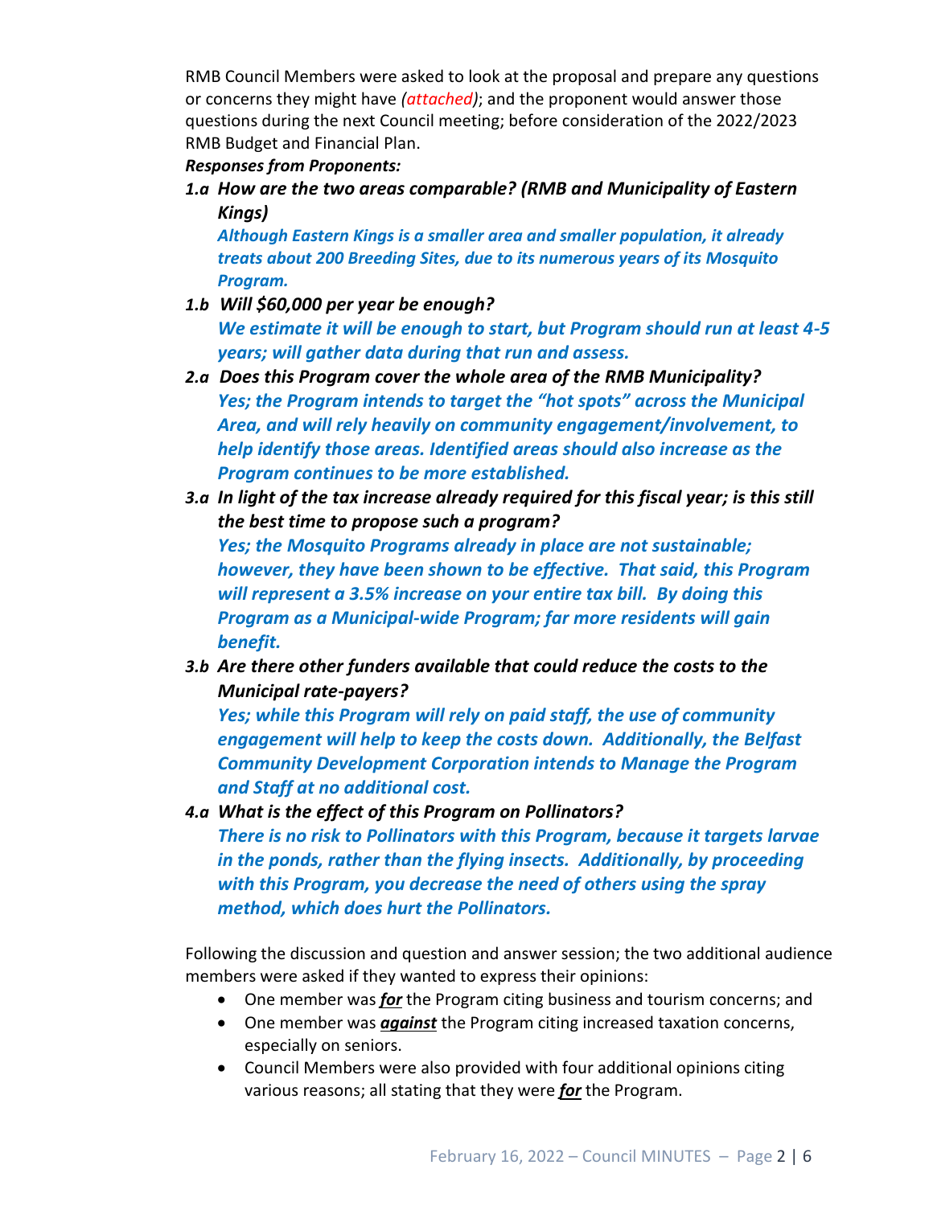RMB Council Members were asked to look at the proposal and prepare any questions or concerns they might have *(attached)*; and the proponent would answer those questions during the next Council meeting; before consideration of the 2022/2023 RMB Budget and Financial Plan.

***Responses from Proponents:***

***1.a How are the two areas comparable? (RMB and Municipality of Eastern Kings)***

***Although Eastern Kings is a smaller area and smaller population, it already treats about 200 Breeding Sites, due to its numerous years of its Mosquito Program.***

***1.b Will $60,000 per year be enough?***

***We estimate it will be enough to start, but Program should run at least 4-5 years; will gather data during that run and assess.***

***2.a Does this Program cover the whole area of the RMB Municipality?***

***Yes; the Program intends to target the "hot spots" across the Municipal Area, and will rely heavily on community engagement/involvement, to help identify those areas. Identified areas should also increase as the Program continues to be more established.***

***3.a In light of the tax increase already required for this fiscal year; is this still the best time to propose such a program?***

***Yes; the Mosquito Programs already in place are not sustainable; however, they have been shown to be effective. That said, this Program will represent a 3.5% increase on your entire tax bill. By doing this Program as a Municipal-wide Program; far more residents will gain benefit.***

***3.b Are there other funders available that could reduce the costs to the Municipal rate-payers?***

***Yes; while this Program will rely on paid staff, the use of community engagement will help to keep the costs down. Additionally, the Belfast Community Development Corporation intends to Manage the Program and Staff at no additional cost.***

***4.a What is the effect of this Program on Pollinators?***

***There is no risk to Pollinators with this Program, because it targets larvae in the ponds, rather than the flying insects. Additionally, by proceeding with this Program, you decrease the need of others using the spray method, which does hurt the Pollinators.***

Following the discussion and question and answer session; the two additional audience members were asked if they wanted to express their opinions:

- One member was ***for*** the Program citing business and tourism concerns; and
- One member was ***against*** the Program citing increased taxation concerns, especially on seniors.
- Council Members were also provided with four additional opinions citing various reasons; all stating that they were ***for*** the Program.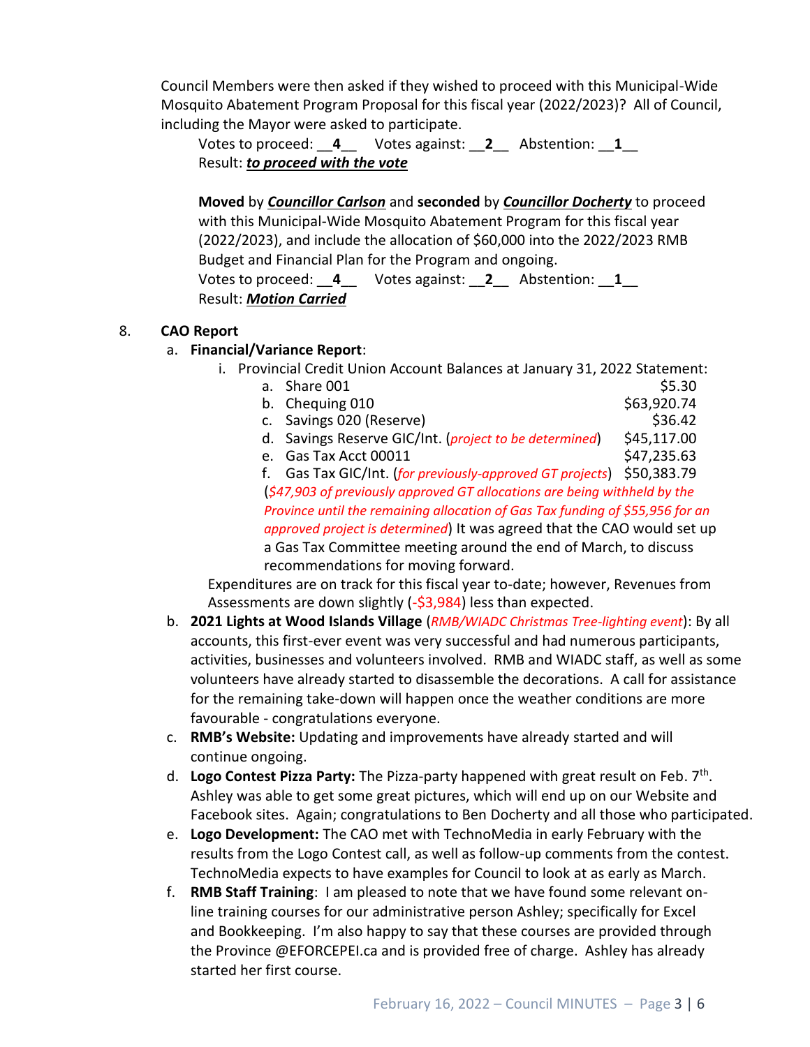Council Members were then asked if they wished to proceed with this Municipal-Wide Mosquito Abatement Program Proposal for this fiscal year (2022/2023)? All of Council, including the Mayor were asked to participate.

Votes to proceed: __**4**__ Votes against: __**2**__ Abstention: __**1**__
Result: ***to proceed with the vote***

**Moved** by ***Councillor Carlson*** and **seconded** by ***Councillor Docherty*** to proceed with this Municipal-Wide Mosquito Abatement Program for this fiscal year (2022/2023), and include the allocation of $60,000 into the 2022/2023 RMB Budget and Financial Plan for the Program and ongoing.
Votes to proceed: __**4**__ Votes against: __**2**__ Abstention: __**1**__
Result: ***Motion Carried***

8. **CAO Report**

   a. **Financial/Variance Report**:

      i. Provincial Credit Union Account Balances at January 31, 2022 Statement:

         a. Share 001 — $5.30
         b. Chequing 010 — $63,920.74
         c. Savings 020 (Reserve) — $36.42
         d. Savings Reserve GIC/Int. (*project to be determined*) — $45,117.00
         e. Gas Tax Acct 00011 — $47,235.63
         f. Gas Tax GIC/Int. (*for previously-approved GT projects*) — $50,383.79

         (*$47,903 of previously approved GT allocations are being withheld by the Province until the remaining allocation of Gas Tax funding of $55,956 for an approved project is determined*) It was agreed that the CAO would set up a Gas Tax Committee meeting around the end of March, to discuss recommendations for moving forward.

      Expenditures are on track for this fiscal year to-date; however, Revenues from Assessments are down slightly (-$3,984) less than expected.

   b. **2021 Lights at Wood Islands Village** (*RMB/WIADC Christmas Tree-lighting event*): By all accounts, this first-ever event was very successful and had numerous participants, activities, businesses and volunteers involved. RMB and WIADC staff, as well as some volunteers have already started to disassemble the decorations. A call for assistance for the remaining take-down will happen once the weather conditions are more favourable - congratulations everyone.

   c. **RMB's Website:** Updating and improvements have already started and will continue ongoing.

   d. **Logo Contest Pizza Party:** The Pizza-party happened with great result on Feb. 7th. Ashley was able to get some great pictures, which will end up on our Website and Facebook sites. Again; congratulations to Ben Docherty and all those who participated.

   e. **Logo Development:** The CAO met with TechnoMedia in early February with the results from the Logo Contest call, as well as follow-up comments from the contest. TechnoMedia expects to have examples for Council to look at as early as March.

   f. **RMB Staff Training**: I am pleased to note that we have found some relevant on-line training courses for our administrative person Ashley; specifically for Excel and Bookkeeping. I'm also happy to say that these courses are provided through the Province @EFORCEPEI.ca and is provided free of charge. Ashley has already started her first course.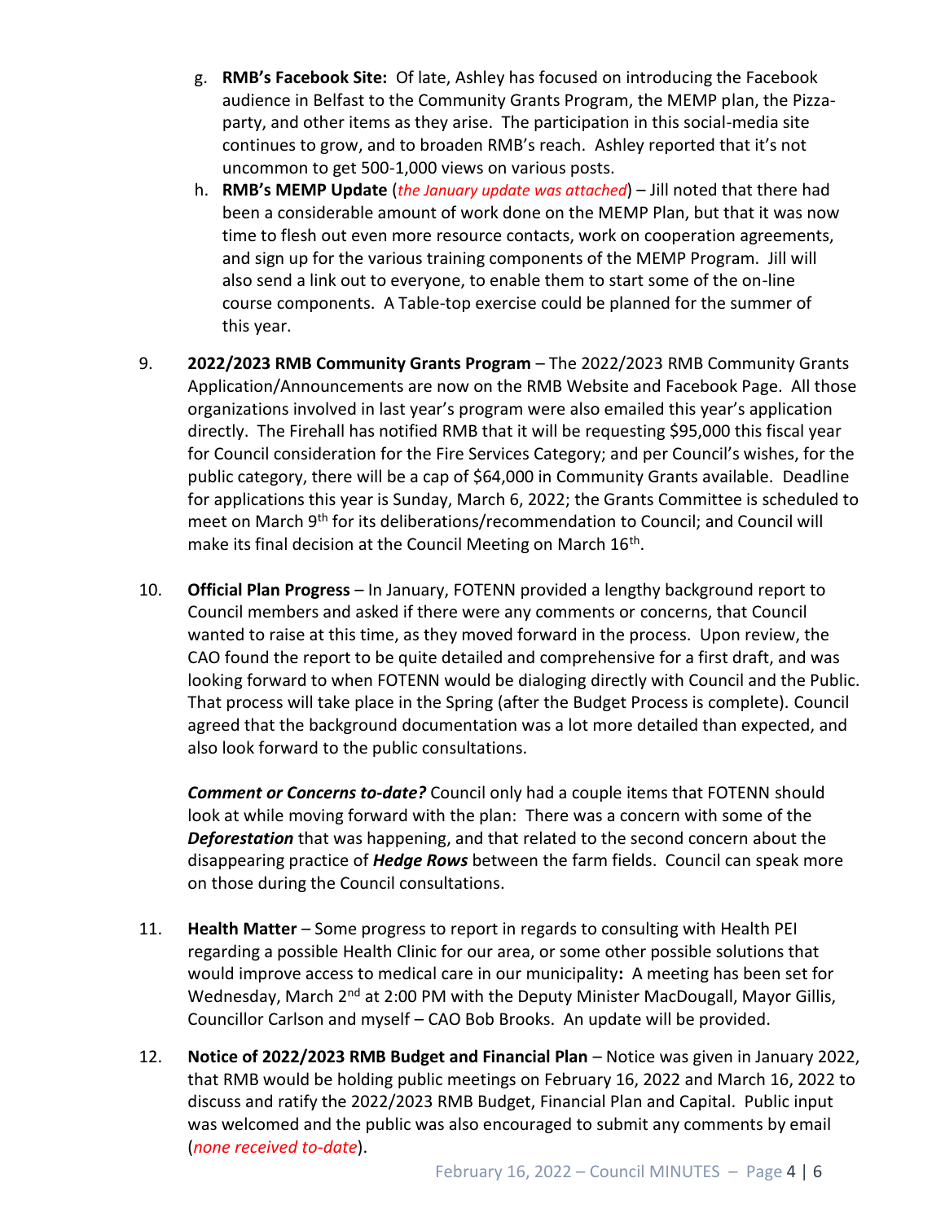g. **RMB's Facebook Site:** Of late, Ashley has focused on introducing the Facebook audience in Belfast to the Community Grants Program, the MEMP plan, the Pizza-party, and other items as they arise. The participation in this social-media site continues to grow, and to broaden RMB's reach. Ashley reported that it's not uncommon to get 500-1,000 views on various posts.

h. **RMB's MEMP Update** (*the January update was attached*) – Jill noted that there had been a considerable amount of work done on the MEMP Plan, but that it was now time to flesh out even more resource contacts, work on cooperation agreements, and sign up for the various training components of the MEMP Program. Jill will also send a link out to everyone, to enable them to start some of the on-line course components. A Table-top exercise could be planned for the summer of this year.

9. **2022/2023 RMB Community Grants Program** – The 2022/2023 RMB Community Grants Application/Announcements are now on the RMB Website and Facebook Page. All those organizations involved in last year's program were also emailed this year's application directly. The Firehall has notified RMB that it will be requesting \$95,000 this fiscal year for Council consideration for the Fire Services Category; and per Council's wishes, for the public category, there will be a cap of \$64,000 in Community Grants available. Deadline for applications this year is Sunday, March 6, 2022; the Grants Committee is scheduled to meet on March 9th for its deliberations/recommendation to Council; and Council will make its final decision at the Council Meeting on March 16th.

10. **Official Plan Progress** – In January, FOTENN provided a lengthy background report to Council members and asked if there were any comments or concerns, that Council wanted to raise at this time, as they moved forward in the process. Upon review, the CAO found the report to be quite detailed and comprehensive for a first draft, and was looking forward to when FOTENN would be dialoging directly with Council and the Public. That process will take place in the Spring (after the Budget Process is complete). Council agreed that the background documentation was a lot more detailed than expected, and also look forward to the public consultations.

    ***Comment or Concerns to-date?*** Council only had a couple items that FOTENN should look at while moving forward with the plan: There was a concern with some of the ***Deforestation*** that was happening, and that related to the second concern about the disappearing practice of ***Hedge Rows*** between the farm fields. Council can speak more on those during the Council consultations.

11. **Health Matter** – Some progress to report in regards to consulting with Health PEI regarding a possible Health Clinic for our area, or some other possible solutions that would improve access to medical care in our municipality**:** A meeting has been set for Wednesday, March 2nd at 2:00 PM with the Deputy Minister MacDougall, Mayor Gillis, Councillor Carlson and myself – CAO Bob Brooks. An update will be provided.

12. **Notice of 2022/2023 RMB Budget and Financial Plan** – Notice was given in January 2022, that RMB would be holding public meetings on February 16, 2022 and March 16, 2022 to discuss and ratify the 2022/2023 RMB Budget, Financial Plan and Capital. Public input was welcomed and the public was also encouraged to submit any comments by email (*none received to-date*).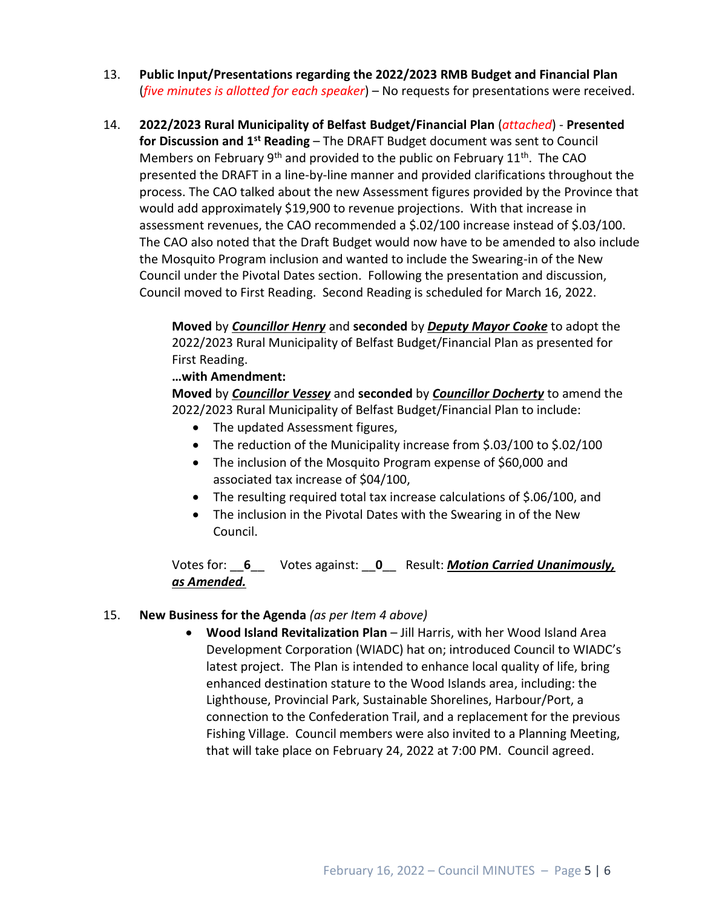13. **Public Input/Presentations regarding the 2022/2023 RMB Budget and Financial Plan** (*five minutes is allotted for each speaker*) – No requests for presentations were received.

14. **2022/2023 Rural Municipality of Belfast Budget/Financial Plan** (*attached*) - **Presented for Discussion and 1st Reading** – The DRAFT Budget document was sent to Council Members on February 9th and provided to the public on February 11th. The CAO presented the DRAFT in a line-by-line manner and provided clarifications throughout the process. The CAO talked about the new Assessment figures provided by the Province that would add approximately $19,900 to revenue projections. With that increase in assessment revenues, the CAO recommended a $.02/100 increase instead of $.03/100. The CAO also noted that the Draft Budget would now have to be amended to also include the Mosquito Program inclusion and wanted to include the Swearing-in of the New Council under the Pivotal Dates section. Following the presentation and discussion, Council moved to First Reading. Second Reading is scheduled for March 16, 2022.

    **Moved** by ***Councillor Henry*** and **seconded** by ***Deputy Mayor Cooke*** to adopt the 2022/2023 Rural Municipality of Belfast Budget/Financial Plan as presented for First Reading.

    **…with Amendment:**

    **Moved** by ***Councillor Vessey*** and **seconded** by ***Councillor Docherty*** to amend the 2022/2023 Rural Municipality of Belfast Budget/Financial Plan to include:

    - The updated Assessment figures,
    - The reduction of the Municipality increase from $.03/100 to $.02/100
    - The inclusion of the Mosquito Program expense of $60,000 and associated tax increase of $04/100,
    - The resulting required total tax increase calculations of $.06/100, and
    - The inclusion in the Pivotal Dates with the Swearing in of the New Council.

    Votes for: __**6**__ Votes against: __**0**__ Result: ***Motion Carried Unanimously, as Amended.***

15. **New Business for the Agenda** *(as per Item 4 above)*

    - **Wood Island Revitalization Plan** – Jill Harris, with her Wood Island Area Development Corporation (WIADC) hat on; introduced Council to WIADC's latest project. The Plan is intended to enhance local quality of life, bring enhanced destination stature to the Wood Islands area, including: the Lighthouse, Provincial Park, Sustainable Shorelines, Harbour/Port, a connection to the Confederation Trail, and a replacement for the previous Fishing Village. Council members were also invited to a Planning Meeting, that will take place on February 24, 2022 at 7:00 PM. Council agreed.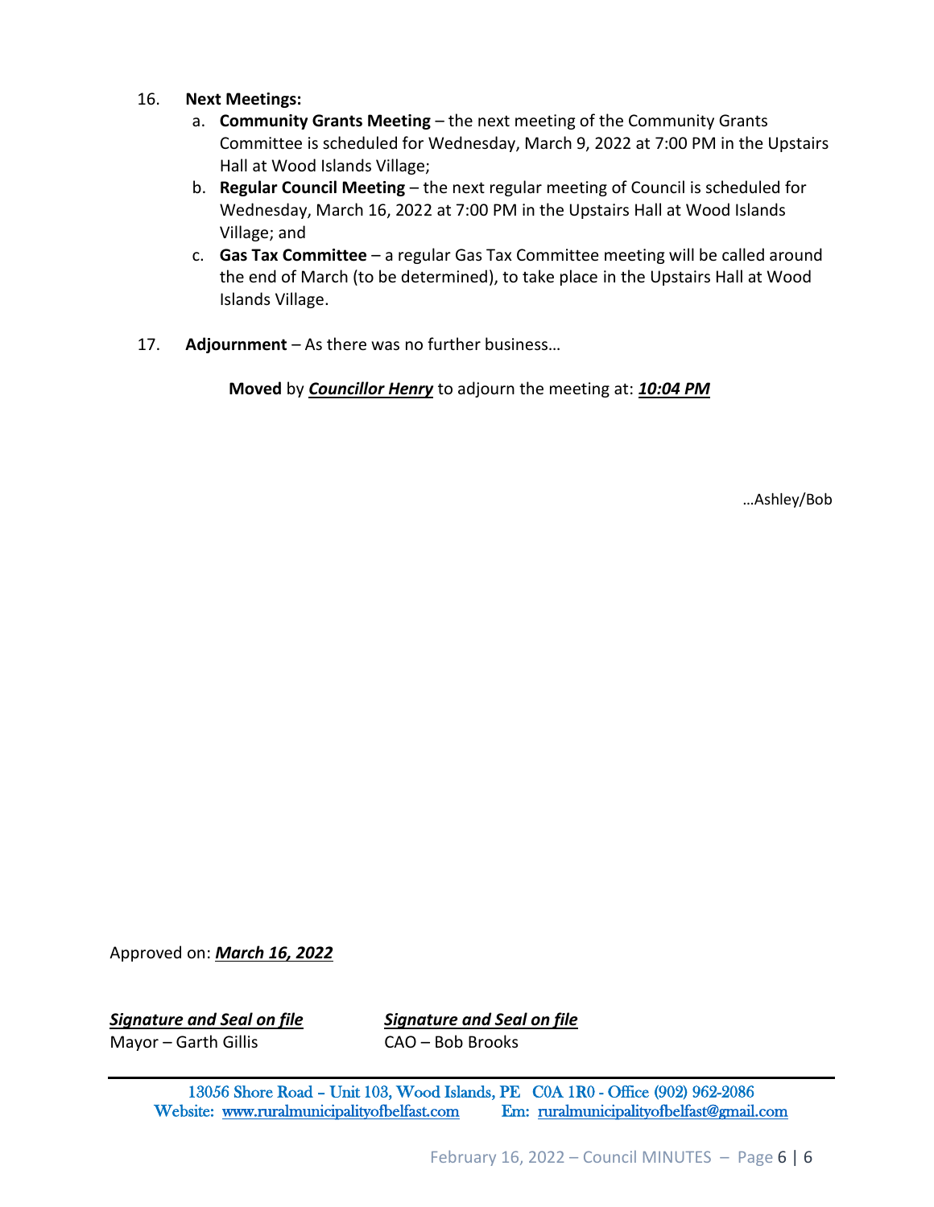16. **Next Meetings:**
    a. **Community Grants Meeting** – the next meeting of the Community Grants Committee is scheduled for Wednesday, March 9, 2022 at 7:00 PM in the Upstairs Hall at Wood Islands Village;
    b. **Regular Council Meeting** – the next regular meeting of Council is scheduled for Wednesday, March 16, 2022 at 7:00 PM in the Upstairs Hall at Wood Islands Village; and
    c. **Gas Tax Committee** – a regular Gas Tax Committee meeting will be called around the end of March (to be determined), to take place in the Upstairs Hall at Wood Islands Village.

17. **Adjournment** – As there was no further business…

    **Moved** by ***Councillor Henry*** to adjourn the meeting at: ***10:04 PM***

…Ashley/Bob

Approved on: ***March 16, 2022***

| | |
|---|---|
| ***Signature and Seal on file*** | ***Signature and Seal on file*** |
| Mayor – Garth Gillis | CAO – Bob Brooks |

13056 Shore Road – Unit 103, Wood Islands, PE C0A 1R0 - Office (902) 962-2086
Website: www.ruralmunicipalityofbelfast.com Em: ruralmunicipalityofbelfast@gmail.com